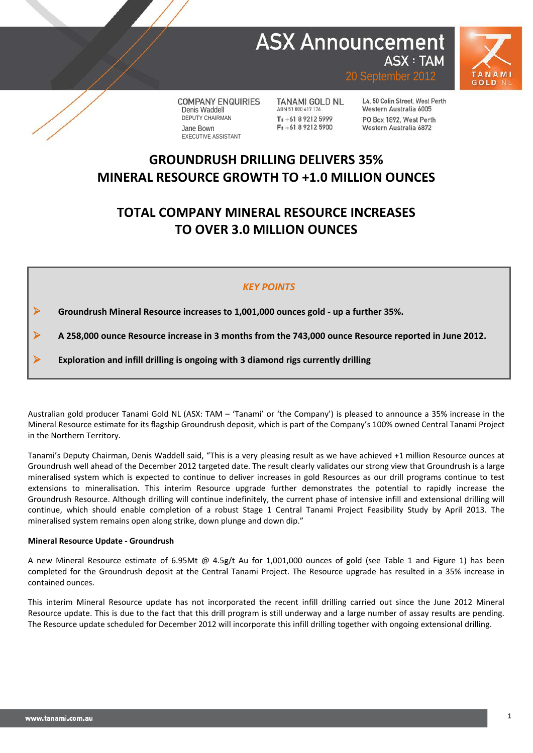# ASX Announcement

ASX : TAM

20 September 2012

COMPANY ENQUIRIES
Denis Waddell
DEPUTY CHAIRMAN
Jane Bown
EXECUTIVE ASSISTANT

TANAMI GOLD NL
ABN 51 000 617 176
T: +61 8 9212 5999
F: +61 8 9212 5900

L4, 50 Colin Street, West Perth
Western Australia 6005
PO Box 1892, West Perth
Western Australia 6872

## GROUNDRUSH DRILLING DELIVERS 35% MINERAL RESOURCE GROWTH TO +1.0 MILLION OUNCES

## TOTAL COMPANY MINERAL RESOURCE INCREASES TO OVER 3.0 MILLION OUNCES

*KEY POINTS*

- **Groundrush Mineral Resource increases to 1,001,000 ounces gold - up a further 35%.**
- **A 258,000 ounce Resource increase in 3 months from the 743,000 ounce Resource reported in June 2012.**
- **Exploration and infill drilling is ongoing with 3 diamond rigs currently drilling**

Australian gold producer Tanami Gold NL (ASX: TAM – 'Tanami' or 'the Company') is pleased to announce a 35% increase in the Mineral Resource estimate for its flagship Groundrush deposit, which is part of the Company's 100% owned Central Tanami Project in the Northern Territory.

Tanami's Deputy Chairman, Denis Waddell said, "This is a very pleasing result as we have achieved +1 million Resource ounces at Groundrush well ahead of the December 2012 targeted date. The result clearly validates our strong view that Groundrush is a large mineralised system which is expected to continue to deliver increases in gold Resources as our drill programs continue to test extensions to mineralisation. This interim Resource upgrade further demonstrates the potential to rapidly increase the Groundrush Resource. Although drilling will continue indefinitely, the current phase of intensive infill and extensional drilling will continue, which should enable completion of a robust Stage 1 Central Tanami Project Feasibility Study by April 2013. The mineralised system remains open along strike, down plunge and down dip."

**Mineral Resource Update - Groundrush**

A new Mineral Resource estimate of 6.95Mt @ 4.5g/t Au for 1,001,000 ounces of gold (see Table 1 and Figure 1) has been completed for the Groundrush deposit at the Central Tanami Project. The Resource upgrade has resulted in a 35% increase in contained ounces.

This interim Mineral Resource update has not incorporated the recent infill drilling carried out since the June 2012 Mineral Resource update. This is due to the fact that this drill program is still underway and a large number of assay results are pending. The Resource update scheduled for December 2012 will incorporate this infill drilling together with ongoing extensional drilling.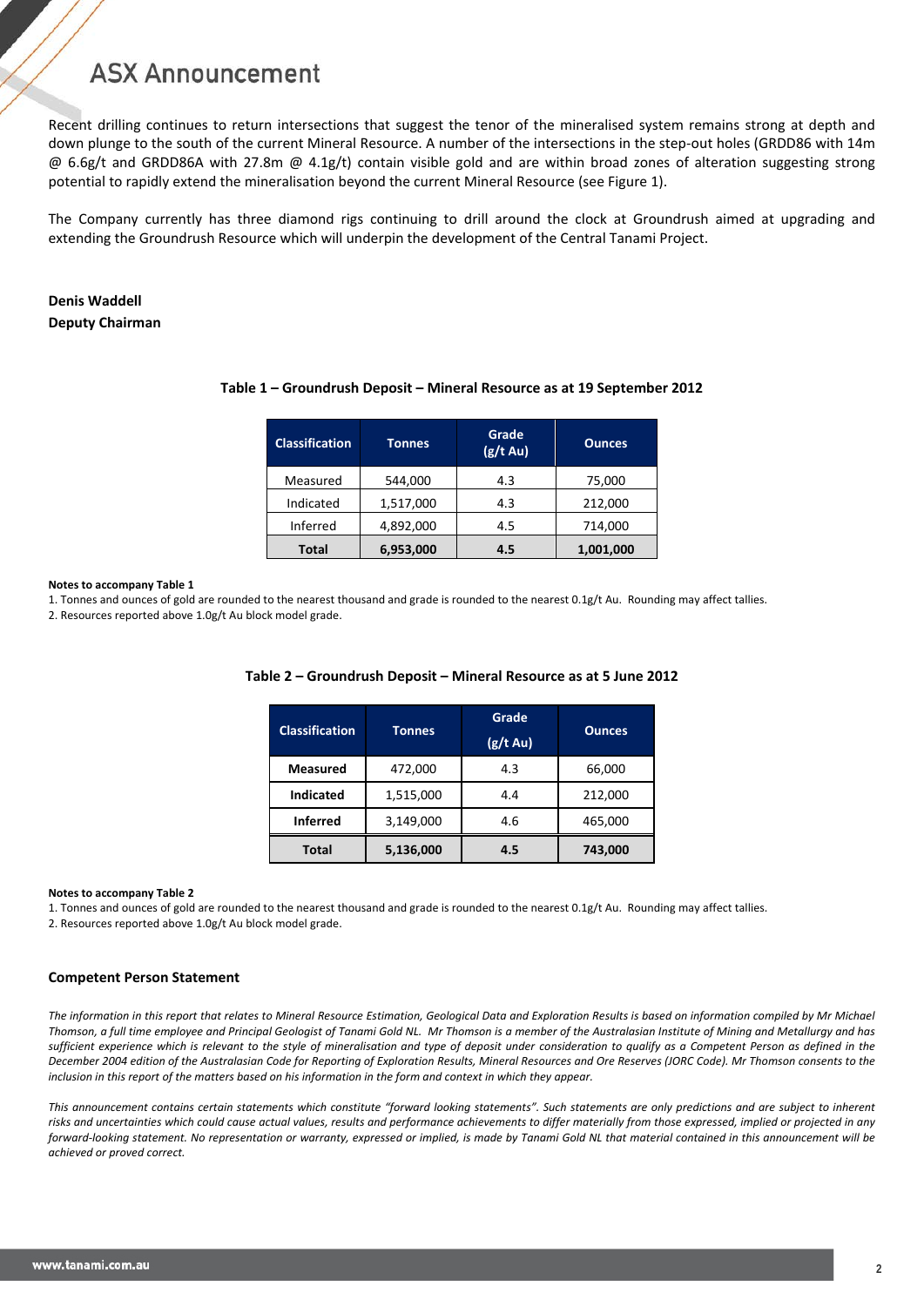Recent drilling continues to return intersections that suggest the tenor of the mineralised system remains strong at depth and down plunge to the south of the current Mineral Resource. A number of the intersections in the step-out holes (GRDD86 with 14m @ 6.6g/t and GRDD86A with 27.8m @ 4.1g/t) contain visible gold and are within broad zones of alteration suggesting strong potential to rapidly extend the mineralisation beyond the current Mineral Resource (see Figure 1).

The Company currently has three diamond rigs continuing to drill around the clock at Groundrush aimed at upgrading and extending the Groundrush Resource which will underpin the development of the Central Tanami Project.

**Denis Waddell**
**Deputy Chairman**

**Table 1 – Groundrush Deposit – Mineral Resource as at 19 September 2012**

| Classification | Tonnes | Grade (g/t Au) | Ounces |
|---|---|---|---|
| Measured | 544,000 | 4.3 | 75,000 |
| Indicated | 1,517,000 | 4.3 | 212,000 |
| Inferred | 4,892,000 | 4.5 | 714,000 |
| **Total** | **6,953,000** | **4.5** | **1,001,000** |

**Notes to accompany Table 1**

1. Tonnes and ounces of gold are rounded to the nearest thousand and grade is rounded to the nearest 0.1g/t Au. Rounding may affect tallies.
2. Resources reported above 1.0g/t Au block model grade.

**Table 2 – Groundrush Deposit – Mineral Resource as at 5 June 2012**

| Classification | Tonnes | Grade (g/t Au) | Ounces |
|---|---|---|---|
| **Measured** | 472,000 | 4.3 | 66,000 |
| **Indicated** | 1,515,000 | 4.4 | 212,000 |
| **Inferred** | 3,149,000 | 4.6 | 465,000 |
| **Total** | **5,136,000** | **4.5** | **743,000** |

**Notes to accompany Table 2**

1. Tonnes and ounces of gold are rounded to the nearest thousand and grade is rounded to the nearest 0.1g/t Au. Rounding may affect tallies.
2. Resources reported above 1.0g/t Au block model grade.

**Competent Person Statement**

*The information in this report that relates to Mineral Resource Estimation, Geological Data and Exploration Results is based on information compiled by Mr Michael Thomson, a full time employee and Principal Geologist of Tanami Gold NL. Mr Thomson is a member of the Australasian Institute of Mining and Metallurgy and has sufficient experience which is relevant to the style of mineralisation and type of deposit under consideration to qualify as a Competent Person as defined in the December 2004 edition of the Australasian Code for Reporting of Exploration Results, Mineral Resources and Ore Reserves (JORC Code). Mr Thomson consents to the inclusion in this report of the matters based on his information in the form and context in which they appear.*

*This announcement contains certain statements which constitute "forward looking statements". Such statements are only predictions and are subject to inherent risks and uncertainties which could cause actual values, results and performance achievements to differ materially from those expressed, implied or projected in any forward-looking statement. No representation or warranty, expressed or implied, is made by Tanami Gold NL that material contained in this announcement will be achieved or proved correct.*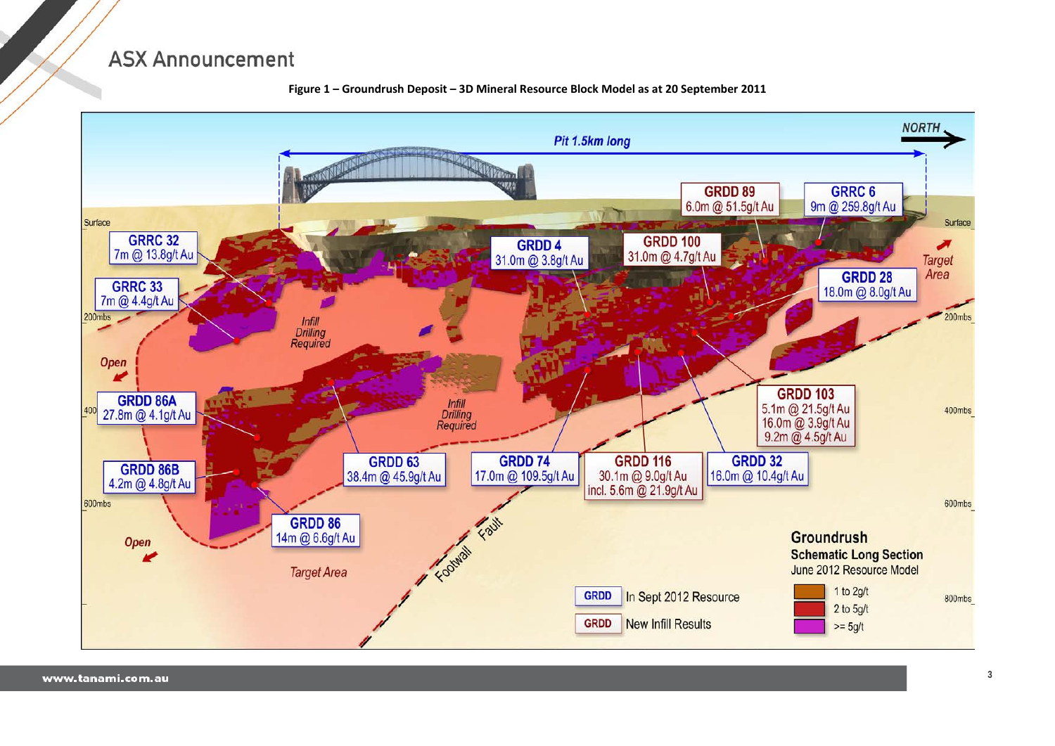**Figure 1 – Groundrush Deposit – 3D Mineral Resource Block Model as at 20 September 2011**

Pit 1.5km long

NORTH

Surface

200mbs

400mbs

600mbs

800mbs

GRRC 32 7m @ 13.8g/t Au

GRRC 33 7m @ 4.4g/t Au

GRDD 4 31.0m @ 3.8g/t Au

GRDD 100 31.0m @ 4.7g/t Au

GRDD 89 6.0m @ 51.5g/t Au

GRRC 6 9m @ 259.8g/t Au

GRDD 28 18.0m @ 8.0g/t Au

Target Area

Infill Drilling Required

Open

GRDD 86A 27.8m @ 4.1g/t Au

GRDD 103 5.1m @ 21.5g/t Au 16.0m @ 3.9g/t Au 9.2m @ 4.5g/t Au

GRDD 86B 4.2m @ 4.8g/t Au

GRDD 63 38.4m @ 45.9g/t Au

GRDD 74 17.0m @ 109.5g/t Au

GRDD 116 30.1m @ 9.0g/t Au incl. 5.6m @ 21.9g/t Au

GRDD 32 16.0m @ 10.4g/t Au

GRDD 86 14m @ 6.6g/t Au

Footwall Fault

Target Area

**Groundrush**
**Schematic Long Section**
June 2012 Resource Model

| Legend | |
| --- | --- |
| GRDD | In Sept 2012 Resource |
| GRDD | New Infill Results |
| | 1 to 2g/t |
| | 2 to 5g/t |
| | >= 5g/t |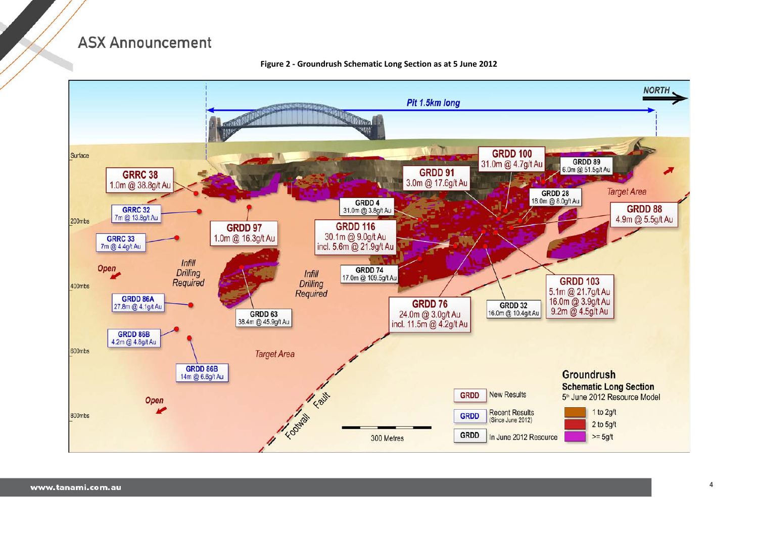**Figure 2 - Groundrush Schematic Long Section as at 5 June 2012**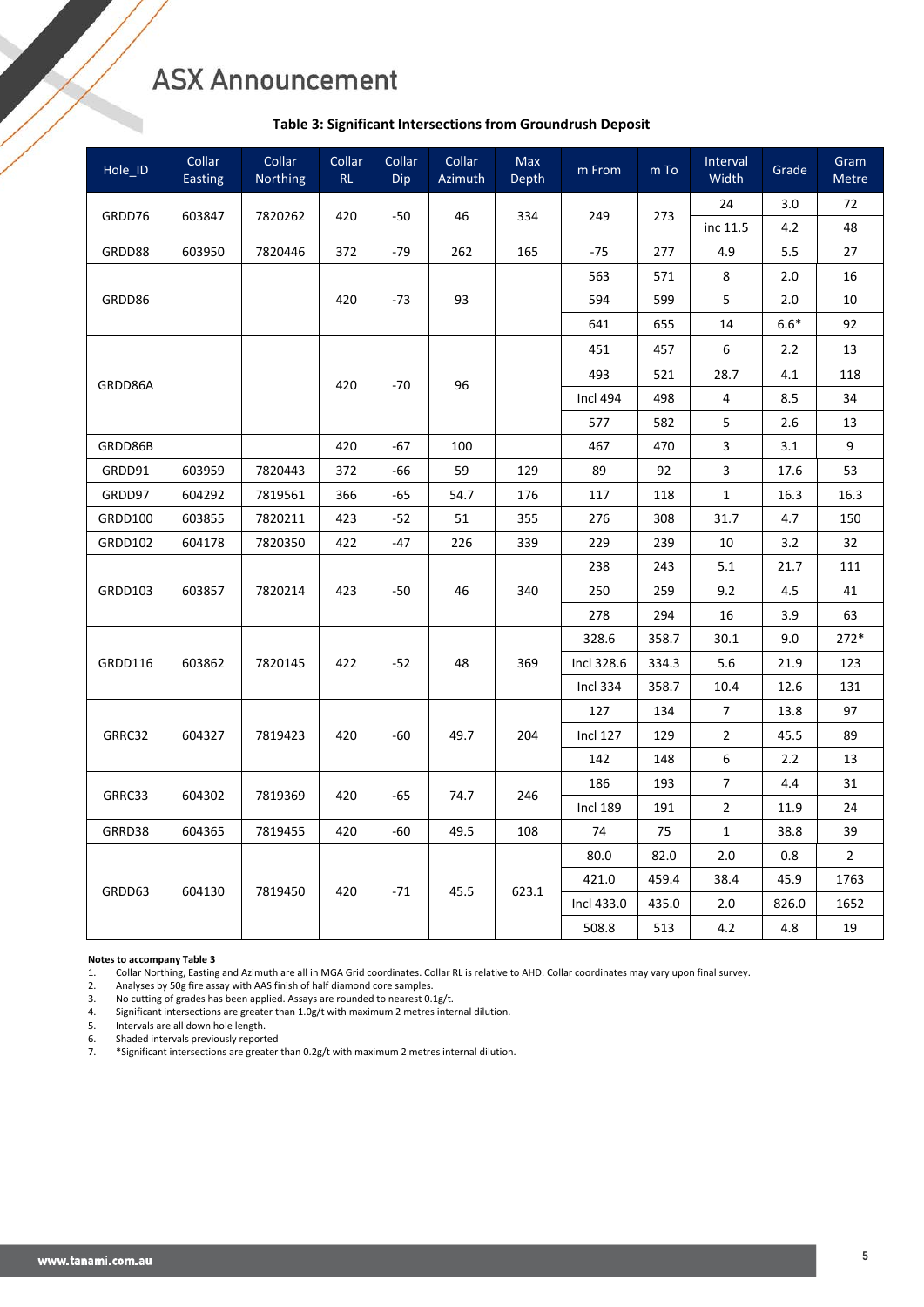# ASX Announcement

**Table 3: Significant Intersections from Groundrush Deposit**

| Hole_ID | Collar Easting | Collar Northing | Collar RL | Collar Dip | Collar Azimuth | Max Depth | m From | m To | Interval Width | Grade | Gram Metre |
|---|---|---|---|---|---|---|---|---|---|---|---|
| GRDD76 | 603847 | 7820262 | 420 | -50 | 46 | 334 | 249 | 273 | 24 | 3.0 | 72 |
| | | | | | | | | | inc 11.5 | 4.2 | 48 |
| GRDD88 | 603950 | 7820446 | 372 | -79 | 262 | 165 | -75 | 277 | 4.9 | 5.5 | 27 |
| GRDD86 | | | 420 | -73 | 93 | | 563 | 571 | 8 | 2.0 | 16 |
| | | | | | | | 594 | 599 | 5 | 2.0 | 10 |
| | | | | | | | 641 | 655 | 14 | 6.6* | 92 |
| GRDD86A | | | 420 | -70 | 96 | | 451 | 457 | 6 | 2.2 | 13 |
| | | | | | | | 493 | 521 | 28.7 | 4.1 | 118 |
| | | | | | | | Incl 494 | 498 | 4 | 8.5 | 34 |
| | | | | | | | 577 | 582 | 5 | 2.6 | 13 |
| GRDD86B | | | 420 | -67 | 100 | | 467 | 470 | 3 | 3.1 | 9 |
| GRDD91 | 603959 | 7820443 | 372 | -66 | 59 | 129 | 89 | 92 | 3 | 17.6 | 53 |
| GRDD97 | 604292 | 7819561 | 366 | -65 | 54.7 | 176 | 117 | 118 | 1 | 16.3 | 16.3 |
| GRDD100 | 603855 | 7820211 | 423 | -52 | 51 | 355 | 276 | 308 | 31.7 | 4.7 | 150 |
| GRDD102 | 604178 | 7820350 | 422 | -47 | 226 | 339 | 229 | 239 | 10 | 3.2 | 32 |
| GRDD103 | 603857 | 7820214 | 423 | -50 | 46 | 340 | 238 | 243 | 5.1 | 21.7 | 111 |
| | | | | | | | 250 | 259 | 9.2 | 4.5 | 41 |
| | | | | | | | 278 | 294 | 16 | 3.9 | 63 |
| GRDD116 | 603862 | 7820145 | 422 | -52 | 48 | 369 | 328.6 | 358.7 | 30.1 | 9.0 | 272* |
| | | | | | | | Incl 328.6 | 334.3 | 5.6 | 21.9 | 123 |
| | | | | | | | Incl 334 | 358.7 | 10.4 | 12.6 | 131 |
| GRRC32 | 604327 | 7819423 | 420 | -60 | 49.7 | 204 | 127 | 134 | 7 | 13.8 | 97 |
| | | | | | | | Incl 127 | 129 | 2 | 45.5 | 89 |
| | | | | | | | 142 | 148 | 6 | 2.2 | 13 |
| GRRC33 | 604302 | 7819369 | 420 | -65 | 74.7 | 246 | 186 | 193 | 7 | 4.4 | 31 |
| | | | | | | | Incl 189 | 191 | 2 | 11.9 | 24 |
| GRRD38 | 604365 | 7819455 | 420 | -60 | 49.5 | 108 | 74 | 75 | 1 | 38.8 | 39 |
| GRDD63 | 604130 | 7819450 | 420 | -71 | 45.5 | 623.1 | 80.0 | 82.0 | 2.0 | 0.8 | 2 |
| | | | | | | | 421.0 | 459.4 | 38.4 | 45.9 | 1763 |
| | | | | | | | Incl 433.0 | 435.0 | 2.0 | 826.0 | 1652 |
| | | | | | | | 508.8 | 513 | 4.2 | 4.8 | 19 |

**Notes to accompany Table 3**

1. Collar Northing, Easting and Azimuth are all in MGA Grid coordinates. Collar RL is relative to AHD. Collar coordinates may vary upon final survey.
2. Analyses by 50g fire assay with AAS finish of half diamond core samples.
3. No cutting of grades has been applied. Assays are rounded to nearest 0.1g/t.
4. Significant intersections are greater than 1.0g/t with maximum 2 metres internal dilution.
5. Intervals are all down hole length.
6. Shaded intervals previously reported
7. *Significant intersections are greater than 0.2g/t with maximum 2 metres internal dilution.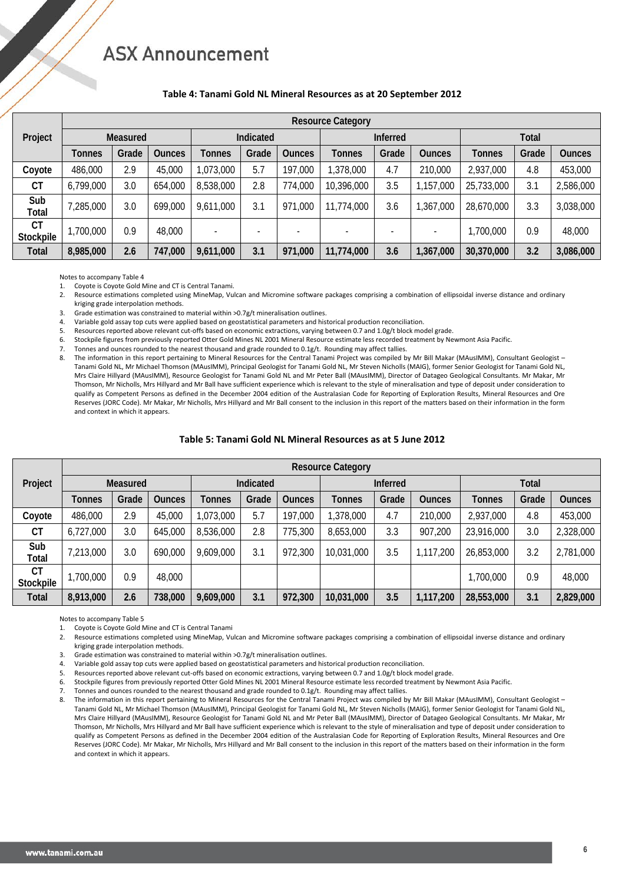**Table 4: Tanami Gold NL Mineral Resources as at 20 September 2012**

| Project | Resource Category | | | | | | | | | | | |
|---|---|---|---|---|---|---|---|---|---|---|---|---|
| | Measured | | | Indicated | | | Inferred | | | Total | | |
| | Tonnes | Grade | Ounces | Tonnes | Grade | Ounces | Tonnes | Grade | Ounces | Tonnes | Grade | Ounces |
| Coyote | 486,000 | 2.9 | 45,000 | 1,073,000 | 5.7 | 197,000 | 1,378,000 | 4.7 | 210,000 | 2,937,000 | 4.8 | 453,000 |
| CT | 6,799,000 | 3.0 | 654,000 | 8,538,000 | 2.8 | 774,000 | 10,396,000 | 3.5 | 1,157,000 | 25,733,000 | 3.1 | 2,586,000 |
| Sub Total | 7,285,000 | 3.0 | 699,000 | 9,611,000 | 3.1 | 971,000 | 11,774,000 | 3.6 | 1,367,000 | 28,670,000 | 3.3 | 3,038,000 |
| CT Stockpile | 1,700,000 | 0.9 | 48,000 | - | - | - | - | - | - | 1,700,000 | 0.9 | 48,000 |
| **Total** | **8,985,000** | **2.6** | **747,000** | **9,611,000** | **3.1** | **971,000** | **11,774,000** | **3.6** | **1,367,000** | **30,370,000** | **3.2** | **3,086,000** |

Notes to accompany Table 4

1. Coyote is Coyote Gold Mine and CT is Central Tanami.
2. Resource estimations completed using MineMap, Vulcan and Micromine software packages comprising a combination of ellipsoidal inverse distance and ordinary kriging grade interpolation methods.
3. Grade estimation was constrained to material within >0.7g/t mineralisation outlines.
4. Variable gold assay top cuts were applied based on geostatistical parameters and historical production reconciliation.
5. Resources reported above relevant cut-offs based on economic extractions, varying between 0.7 and 1.0g/t block model grade.
6. Stockpile figures from previously reported Otter Gold Mines NL 2001 Mineral Resource estimate less recorded treatment by Newmont Asia Pacific.
7. Tonnes and ounces rounded to the nearest thousand and grade rounded to 0.1g/t. Rounding may affect tallies.
8. The information in this report pertaining to Mineral Resources for the Central Tanami Project was compiled by Mr Bill Makar (MAusIMM), Consultant Geologist – Tanami Gold NL, Mr Michael Thomson (MAusIMM), Principal Geologist for Tanami Gold NL, Mr Steven Nicholls (MAIG), former Senior Geologist for Tanami Gold NL, Mrs Claire Hillyard (MAusIMM), Resource Geologist for Tanami Gold NL and Mr Peter Ball (MAusIMM), Director of Datageo Geological Consultants. Mr Makar, Mr Thomson, Mr Nicholls, Mrs Hillyard and Mr Ball have sufficient experience which is relevant to the style of mineralisation and type of deposit under consideration to qualify as Competent Persons as defined in the December 2004 edition of the Australasian Code for Reporting of Exploration Results, Mineral Resources and Ore Reserves (JORC Code). Mr Makar, Mr Nicholls, Mrs Hillyard and Mr Ball consent to the inclusion in this report of the matters based on their information in the form and context in which it appears.

**Table 5: Tanami Gold NL Mineral Resources as at 5 June 2012**

| Project | Resource Category | | | | | | | | | | | |
|---|---|---|---|---|---|---|---|---|---|---|---|---|
| | Measured | | | Indicated | | | Inferred | | | Total | | |
| | Tonnes | Grade | Ounces | Tonnes | Grade | Ounces | Tonnes | Grade | Ounces | Tonnes | Grade | Ounces |
| Coyote | 486,000 | 2.9 | 45,000 | 1,073,000 | 5.7 | 197,000 | 1,378,000 | 4.7 | 210,000 | 2,937,000 | 4.8 | 453,000 |
| CT | 6,727,000 | 3.0 | 645,000 | 8,536,000 | 2.8 | 775,300 | 8,653,000 | 3.3 | 907,200 | 23,916,000 | 3.0 | 2,328,000 |
| Sub Total | 7,213,000 | 3.0 | 690,000 | 9,609,000 | 3.1 | 972,300 | 10,031,000 | 3.5 | 1,117,200 | 26,853,000 | 3.2 | 2,781,000 |
| CT Stockpile | 1,700,000 | 0.9 | 48,000 | | | | | | | 1,700,000 | 0.9 | 48,000 |
| **Total** | **8,913,000** | **2.6** | **738,000** | **9,609,000** | **3.1** | **972,300** | **10,031,000** | **3.5** | **1,117,200** | **28,553,000** | **3.1** | **2,829,000** |

Notes to accompany Table 5

1. Coyote is Coyote Gold Mine and CT is Central Tanami
2. Resource estimations completed using MineMap, Vulcan and Micromine software packages comprising a combination of ellipsoidal inverse distance and ordinary kriging grade interpolation methods.
3. Grade estimation was constrained to material within >0.7g/t mineralisation outlines.
4. Variable gold assay top cuts were applied based on geostatistical parameters and historical production reconciliation.
5. Resources reported above relevant cut-offs based on economic extractions, varying between 0.7 and 1.0g/t block model grade.
6. Stockpile figures from previously reported Otter Gold Mines NL 2001 Mineral Resource estimate less recorded treatment by Newmont Asia Pacific.
7. Tonnes and ounces rounded to the nearest thousand and grade rounded to 0.1g/t. Rounding may affect tallies.
8. The information in this report pertaining to Mineral Resources for the Central Tanami Project was compiled by Mr Bill Makar (MAusIMM), Consultant Geologist – Tanami Gold NL, Mr Michael Thomson (MAusIMM), Principal Geologist for Tanami Gold NL, Mr Steven Nicholls (MAIG), former Senior Geologist for Tanami Gold NL, Mrs Claire Hillyard (MAusIMM), Resource Geologist for Tanami Gold NL and Mr Peter Ball (MAusIMM), Director of Datageo Geological Consultants. Mr Makar, Mr Thomson, Mr Nicholls, Mrs Hillyard and Mr Ball have sufficient experience which is relevant to the style of mineralisation and type of deposit under consideration to qualify as Competent Persons as defined in the December 2004 edition of the Australasian Code for Reporting of Exploration Results, Mineral Resources and Ore Reserves (JORC Code). Mr Makar, Mr Nicholls, Mrs Hillyard and Mr Ball consent to the inclusion in this report of the matters based on their information in the form and context in which it appears.